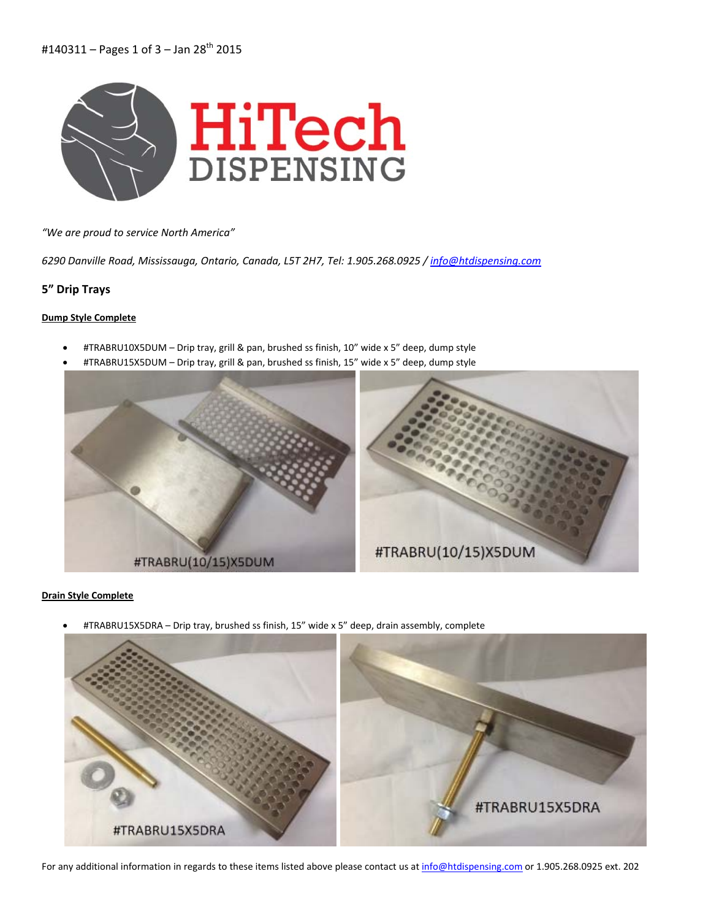#140311 – Pages 1 of 3 – Jan 28th 2015

*"We are proud to service North America"*

*6290 Danville Road, Mississauga, Ontario, Canada, L5T 2H7, Tel: 1.905.268.0925 / info@htdispensing.com*

## 5" Drip Trays

### Dump Style Complete

- #TRABRU10X5DUM – Drip tray, grill & pan, brushed ss finish, 10" wide x 5" deep, dump style
- #TRABRU15X5DUM – Drip tray, grill & pan, brushed ss finish, 15" wide x 5" deep, dump style

#TRABRU(10/15)X5DUM

#TRABRU(10/15)X5DUM

### Drain Style Complete

- #TRABRU15X5DRA – Drip tray, brushed ss finish, 15" wide x 5" deep, drain assembly, complete

#TRABRU15X5DRA

#TRABRU15X5DRA

For any additional information in regards to these items listed above please contact us at info@htdispensing.com or 1.905.268.0925 ext. 202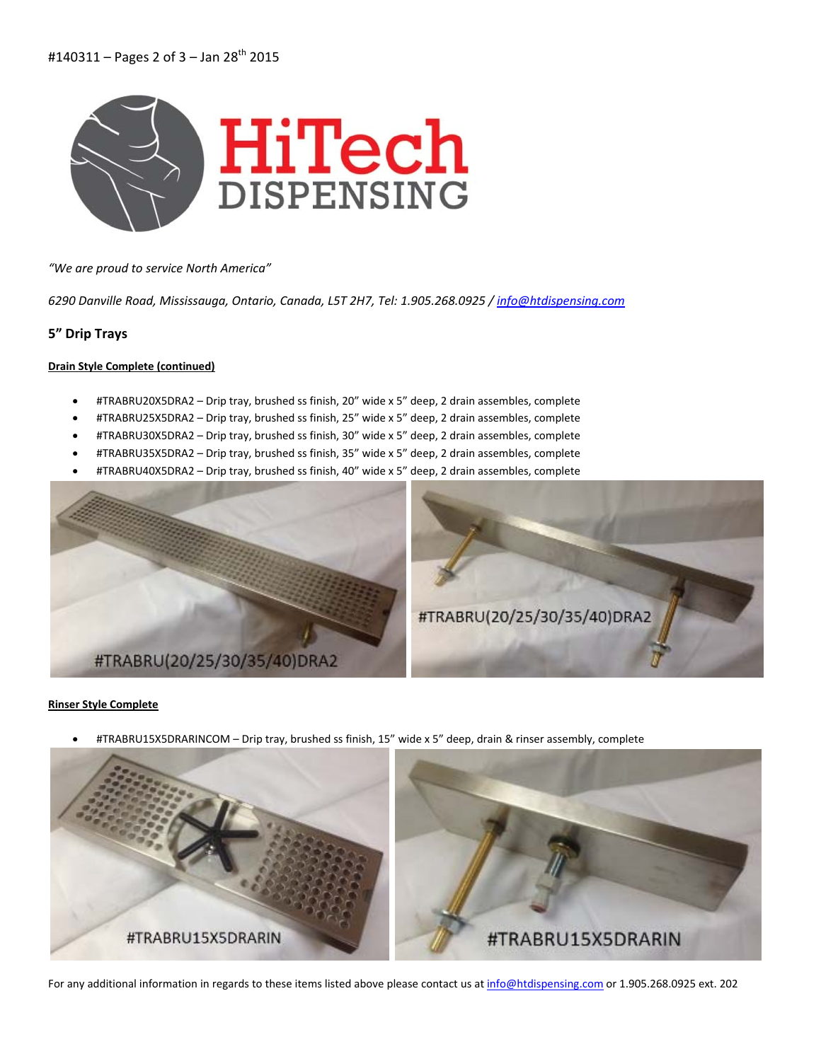*"We are proud to service North America"*

*6290 Danville Road, Mississauga, Ontario, Canada, L5T 2H7, Tel: 1.905.268.0925 / info@htdispensing.com*

## 5" Drip Trays

**Drain Style Complete (continued)**

- #TRABRU20X5DRA2 – Drip tray, brushed ss finish, 20" wide x 5" deep, 2 drain assembles, complete
- #TRABRU25X5DRA2 – Drip tray, brushed ss finish, 25" wide x 5" deep, 2 drain assembles, complete
- #TRABRU30X5DRA2 – Drip tray, brushed ss finish, 30" wide x 5" deep, 2 drain assembles, complete
- #TRABRU35X5DRA2 – Drip tray, brushed ss finish, 35" wide x 5" deep, 2 drain assembles, complete
- #TRABRU40X5DRA2 – Drip tray, brushed ss finish, 40" wide x 5" deep, 2 drain assembles, complete

#TRABRU(20/25/30/35/40)DRA2

#TRABRU(20/25/30/35/40)DRA2

**Rinser Style Complete**

- #TRABRU15X5DRARINCOM – Drip tray, brushed ss finish, 15" wide x 5" deep, drain & rinser assembly, complete

#TRABRU15X5DRARIN

#TRABRU15X5DRARIN

For any additional information in regards to these items listed above please contact us at info@htdispensing.com or 1.905.268.0925 ext. 202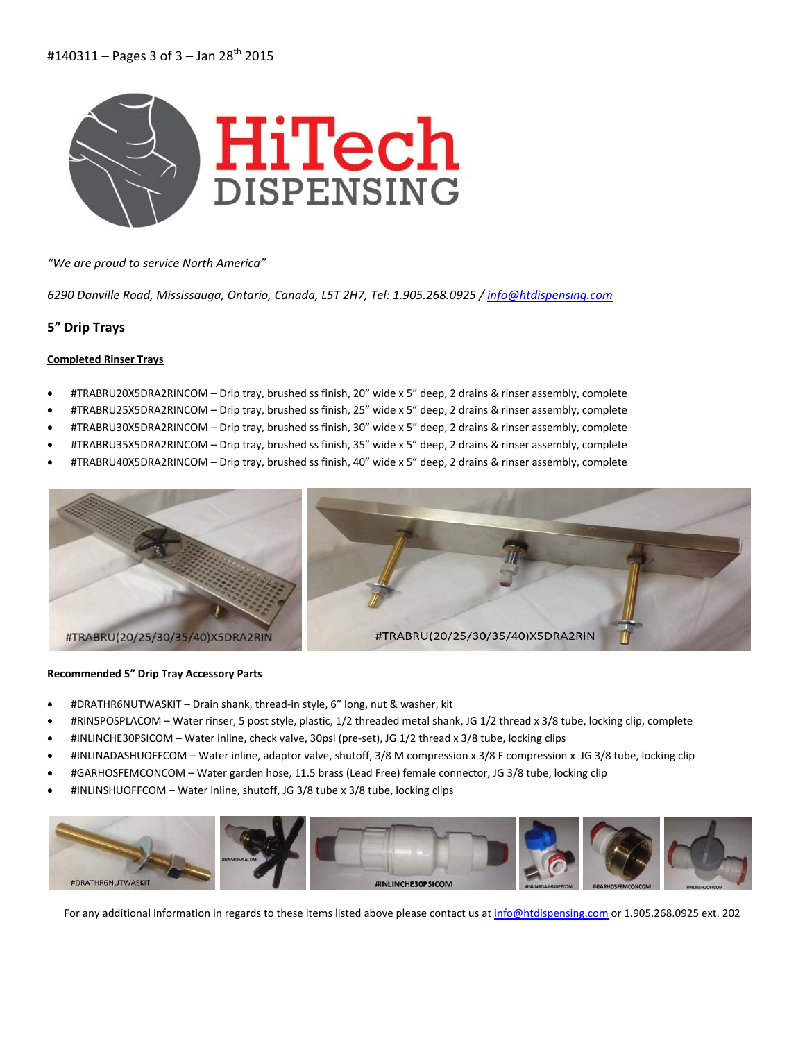#140311 – Pages 3 of 3 – Jan 28th 2015

HiTech DISPENSING

*"We are proud to service North America"*

*6290 Danville Road, Mississauga, Ontario, Canada, L5T 2H7, Tel: 1.905.268.0925 / info@htdispensing.com*

## 5" Drip Trays

**Completed Rinser Trays**

- #TRABRU20X5DRA2RINCOM – Drip tray, brushed ss finish, 20" wide x 5" deep, 2 drains & rinser assembly, complete
- #TRABRU25X5DRA2RINCOM – Drip tray, brushed ss finish, 25" wide x 5" deep, 2 drains & rinser assembly, complete
- #TRABRU30X5DRA2RINCOM – Drip tray, brushed ss finish, 30" wide x 5" deep, 2 drains & rinser assembly, complete
- #TRABRU35X5DRA2RINCOM – Drip tray, brushed ss finish, 35" wide x 5" deep, 2 drains & rinser assembly, complete
- #TRABRU40X5DRA2RINCOM – Drip tray, brushed ss finish, 40" wide x 5" deep, 2 drains & rinser assembly, complete

#TRABRU(20/25/30/35/40)X5DRA2RIN

#TRABRU(20/25/30/35/40)X5DRA2RIN

**Recommended 5" Drip Tray Accessory Parts**

- #DRATHR6NUTWASKIT – Drain shank, thread-in style, 6" long, nut & washer, kit
- #RIN5POSPLACOM – Water rinser, 5 post style, plastic, 1/2 threaded metal shank, JG 1/2 thread x 3/8 tube, locking clip, complete
- #INLINCHE30PSICOM – Water inline, check valve, 30psi (pre-set), JG 1/2 thread x 3/8 tube, locking clips
- #INLINADASHUOFFCOM – Water inline, adaptor valve, shutoff, 3/8 M compression x 3/8 F compression x JG 3/8 tube, locking clip
- #GARHOSFEMCONCOM – Water garden hose, 11.5 brass (Lead Free) female connector, JG 3/8 tube, locking clip
- #INLINSHUOFFCOM – Water inline, shutoff, JG 3/8 tube x 3/8 tube, locking clips

#DRATHR6NUTWASKIT

#RIN5POSPLACOM

#INLINCHE30PSICOM

#INLINADASHUOFFCOM

#GARHOSFEMCONCOM

#INLINSHUOFFCOM

For any additional information in regards to these items listed above please contact us at info@htdispensing.com or 1.905.268.0925 ext. 202